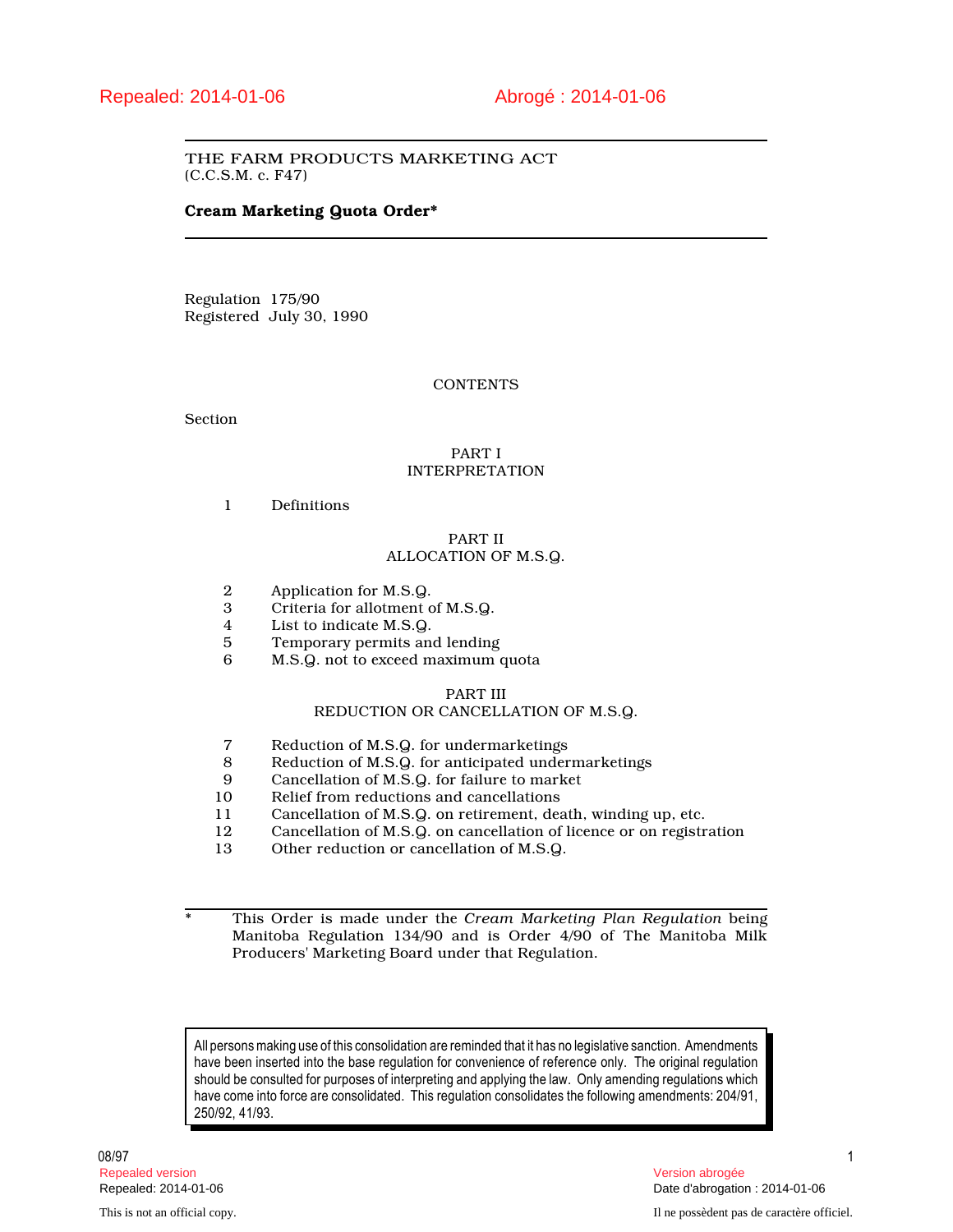Repealed: 2014-01-06 Abrogé : 2014-01-06

THE FARM PRODUCTS MARKETING ACT
(C.C.S.M. c. F47)

**Cream Marketing Quota Order***

Regulation 175/90
Registered July 30, 1990

CONTENTS

Section

PART I
INTERPRETATION

1 Definitions

PART II
ALLOCATION OF M.S.Q.

2 Application for M.S.Q.
3 Criteria for allotment of M.S.Q.
4 List to indicate M.S.Q.
5 Temporary permits and lending
6 M.S.Q. not to exceed maximum quota

PART III
REDUCTION OR CANCELLATION OF M.S.Q.

7 Reduction of M.S.Q. for undermarketings
8 Reduction of M.S.Q. for anticipated undermarketings
9 Cancellation of M.S.Q. for failure to market
10 Relief from reductions and cancellations
11 Cancellation of M.S.Q. on retirement, death, winding up, etc.
12 Cancellation of M.S.Q. on cancellation of licence or on registration
13 Other reduction or cancellation of M.S.Q.

\* This Order is made under the *Cream Marketing Plan Regulation* being Manitoba Regulation 134/90 and is Order 4/90 of The Manitoba Milk Producers' Marketing Board under that Regulation.

All persons making use of this consolidation are reminded that it has no legislative sanction. Amendments have been inserted into the base regulation for convenience of reference only. The original regulation should be consulted for purposes of interpreting and applying the law. Only amending regulations which have come into force are consolidated. This regulation consolidates the following amendments: 204/91, 250/92, 41/93.

08/97

Repealed version
Repealed: 2014-01-06

Version abrogée
Date d'abrogation : 2014-01-06

This is not an official copy.

Il ne possèdent pas de caractère officiel.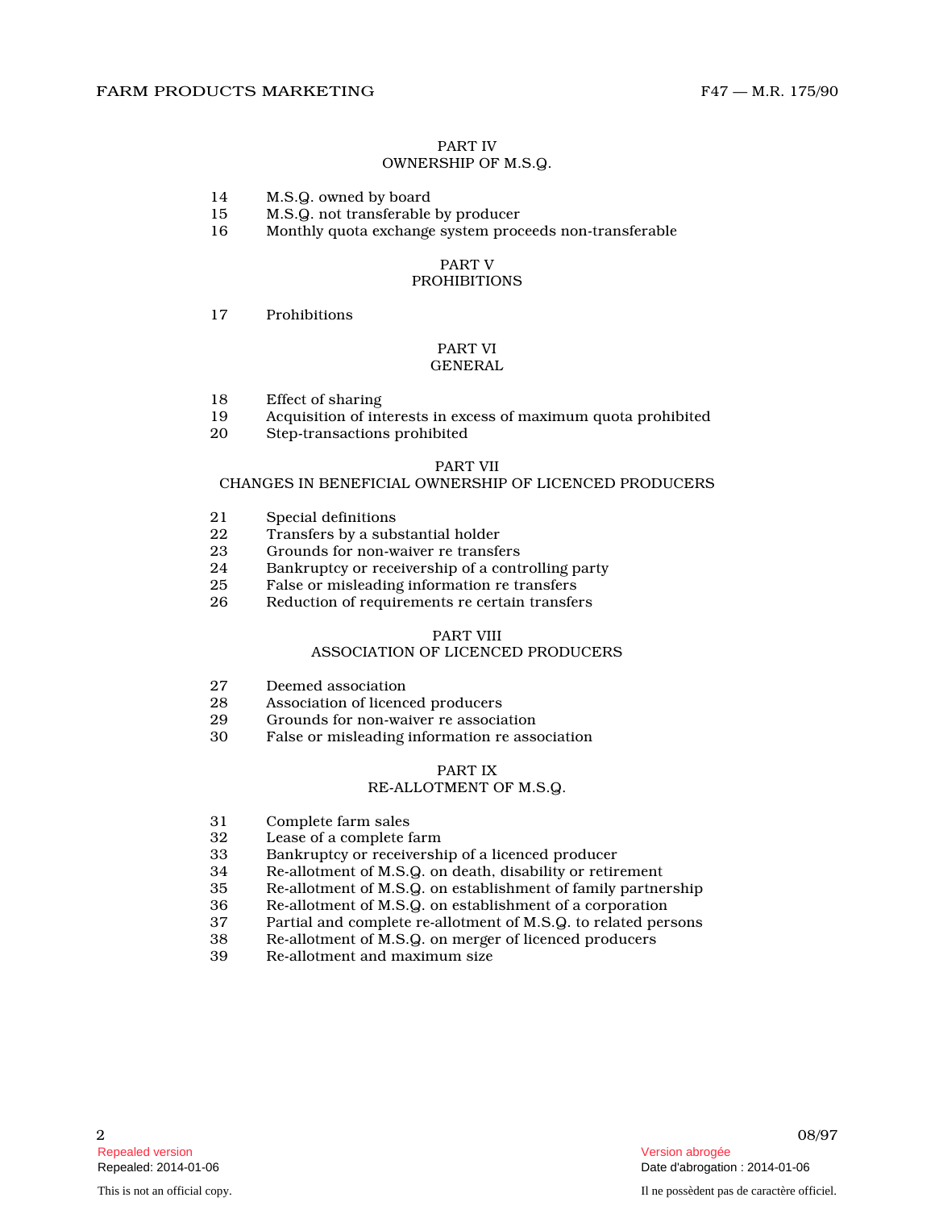## PART IV
## OWNERSHIP OF M.S.Q.

14 M.S.Q. owned by board
15 M.S.Q. not transferable by producer
16 Monthly quota exchange system proceeds non-transferable

## PART V
## PROHIBITIONS

17 Prohibitions

## PART VI
## GENERAL

18 Effect of sharing
19 Acquisition of interests in excess of maximum quota prohibited
20 Step-transactions prohibited

## PART VII
## CHANGES IN BENEFICIAL OWNERSHIP OF LICENCED PRODUCERS

21 Special definitions
22 Transfers by a substantial holder
23 Grounds for non-waiver re transfers
24 Bankruptcy or receivership of a controlling party
25 False or misleading information re transfers
26 Reduction of requirements re certain transfers

## PART VIII
## ASSOCIATION OF LICENCED PRODUCERS

27 Deemed association
28 Association of licenced producers
29 Grounds for non-waiver re association
30 False or misleading information re association

## PART IX
## RE-ALLOTMENT OF M.S.Q.

31 Complete farm sales
32 Lease of a complete farm
33 Bankruptcy or receivership of a licenced producer
34 Re-allotment of M.S.Q. on death, disability or retirement
35 Re-allotment of M.S.Q. on establishment of family partnership
36 Re-allotment of M.S.Q. on establishment of a corporation
37 Partial and complete re-allotment of M.S.Q. to related persons
38 Re-allotment of M.S.Q. on merger of licenced producers
39 Re-allotment and maximum size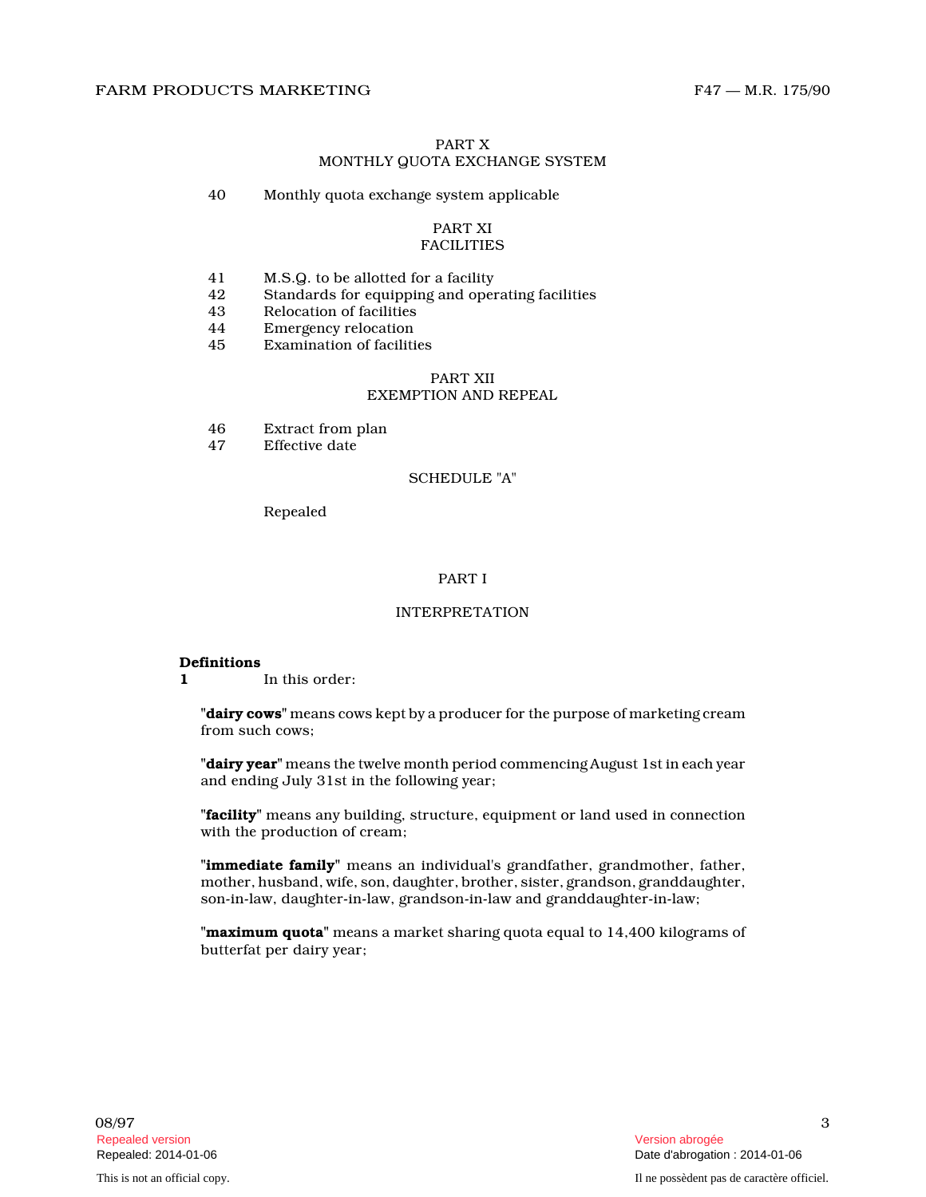PART X
MONTHLY QUOTA EXCHANGE SYSTEM

40 Monthly quota exchange system applicable

PART XI
FACILITIES

41 M.S.Q. to be allotted for a facility
42 Standards for equipping and operating facilities
43 Relocation of facilities
44 Emergency relocation
45 Examination of facilities

PART XII
EXEMPTION AND REPEAL

46 Extract from plan
47 Effective date

SCHEDULE "A"

Repealed

## PART I

## INTERPRETATION

**Definitions**
**1** In this order:

"**dairy cows**" means cows kept by a producer for the purpose of marketing cream from such cows;

"**dairy year**" means the twelve month period commencing August 1st in each year and ending July 31st in the following year;

"**facility**" means any building, structure, equipment or land used in connection with the production of cream;

"**immediate family**" means an individual's grandfather, grandmother, father, mother, husband, wife, son, daughter, brother, sister, grandson, granddaughter, son-in-law, daughter-in-law, grandson-in-law and granddaughter-in-law;

"**maximum quota**" means a market sharing quota equal to 14,400 kilograms of butterfat per dairy year;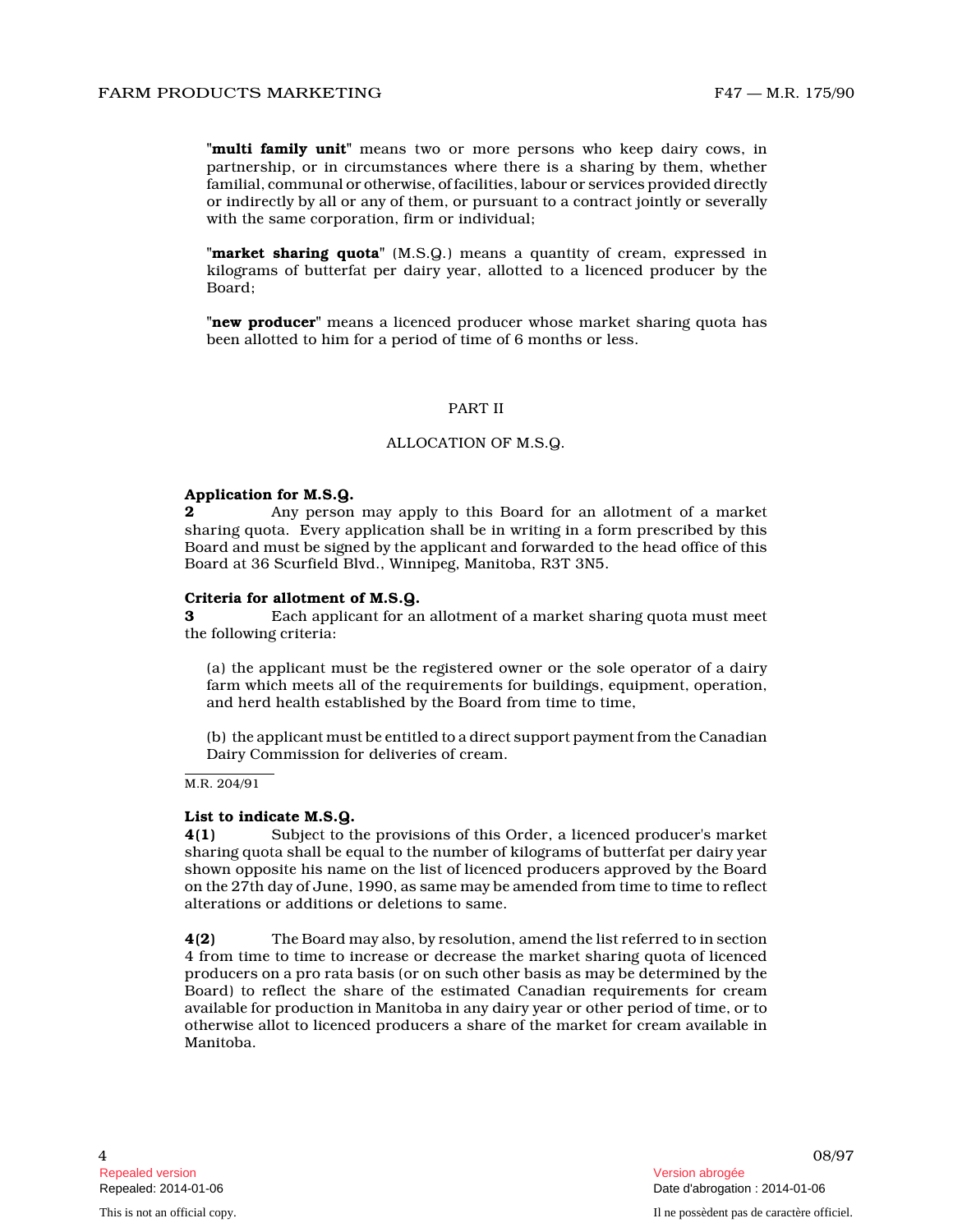"**multi family unit**" means two or more persons who keep dairy cows, in partnership, or in circumstances where there is a sharing by them, whether familial, communal or otherwise, of facilities, labour or services provided directly or indirectly by all or any of them, or pursuant to a contract jointly or severally with the same corporation, firm or individual;

"**market sharing quota**" (M.S.Q.) means a quantity of cream, expressed in kilograms of butterfat per dairy year, allotted to a licenced producer by the Board;

"**new producer**" means a licenced producer whose market sharing quota has been allotted to him for a period of time of 6 months or less.

## PART II

## ALLOCATION OF M.S.Q.

**Application for M.S.Q.**

**2** Any person may apply to this Board for an allotment of a market sharing quota. Every application shall be in writing in a form prescribed by this Board and must be signed by the applicant and forwarded to the head office of this Board at 36 Scurfield Blvd., Winnipeg, Manitoba, R3T 3N5.

**Criteria for allotment of M.S.Q.**

**3** Each applicant for an allotment of a market sharing quota must meet the following criteria:

(a) the applicant must be the registered owner or the sole operator of a dairy farm which meets all of the requirements for buildings, equipment, operation, and herd health established by the Board from time to time,

(b) the applicant must be entitled to a direct support payment from the Canadian Dairy Commission for deliveries of cream.

M.R. 204/91

**List to indicate M.S.Q.**

**4(1)** Subject to the provisions of this Order, a licenced producer's market sharing quota shall be equal to the number of kilograms of butterfat per dairy year shown opposite his name on the list of licenced producers approved by the Board on the 27th day of June, 1990, as same may be amended from time to time to reflect alterations or additions or deletions to same.

**4(2)** The Board may also, by resolution, amend the list referred to in section 4 from time to time to increase or decrease the market sharing quota of licenced producers on a pro rata basis (or on such other basis as may be determined by the Board) to reflect the share of the estimated Canadian requirements for cream available for production in Manitoba in any dairy year or other period of time, or to otherwise allot to licenced producers a share of the market for cream available in Manitoba.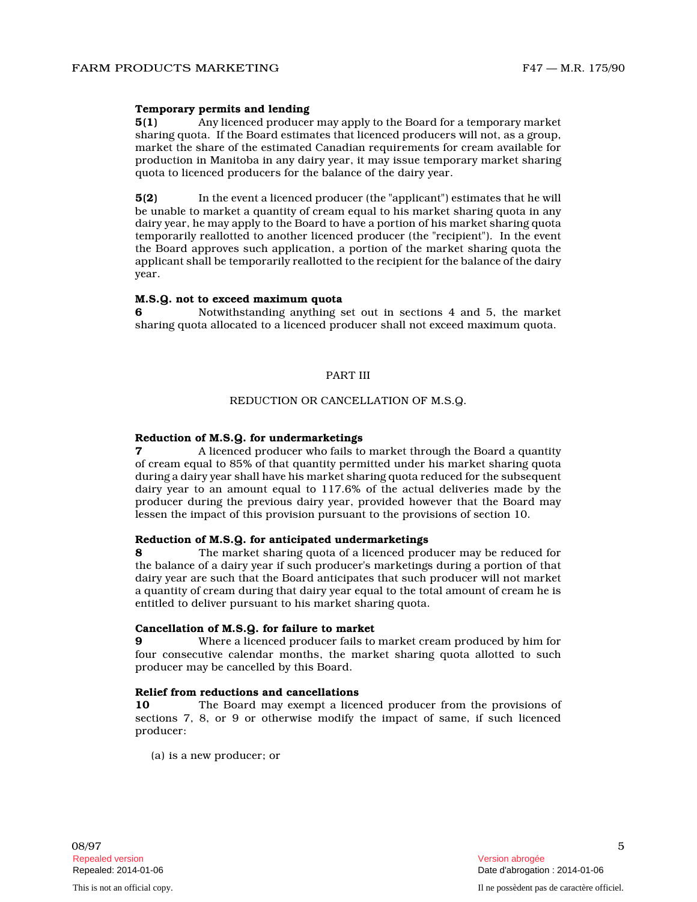**Temporary permits and lending**

**5(1)** Any licenced producer may apply to the Board for a temporary market sharing quota. If the Board estimates that licenced producers will not, as a group, market the share of the estimated Canadian requirements for cream available for production in Manitoba in any dairy year, it may issue temporary market sharing quota to licenced producers for the balance of the dairy year.

**5(2)** In the event a licenced producer (the "applicant") estimates that he will be unable to market a quantity of cream equal to his market sharing quota in any dairy year, he may apply to the Board to have a portion of his market sharing quota temporarily reallotted to another licenced producer (the "recipient"). In the event the Board approves such application, a portion of the market sharing quota the applicant shall be temporarily reallotted to the recipient for the balance of the dairy year.

**M.S.Q. not to exceed maximum quota**

**6** Notwithstanding anything set out in sections 4 and 5, the market sharing quota allocated to a licenced producer shall not exceed maximum quota.

## PART III

## REDUCTION OR CANCELLATION OF M.S.Q.

**Reduction of M.S.Q. for undermarketings**

**7** A licenced producer who fails to market through the Board a quantity of cream equal to 85% of that quantity permitted under his market sharing quota during a dairy year shall have his market sharing quota reduced for the subsequent dairy year to an amount equal to 117.6% of the actual deliveries made by the producer during the previous dairy year, provided however that the Board may lessen the impact of this provision pursuant to the provisions of section 10.

**Reduction of M.S.Q. for anticipated undermarketings**

**8** The market sharing quota of a licenced producer may be reduced for the balance of a dairy year if such producer's marketings during a portion of that dairy year are such that the Board anticipates that such producer will not market a quantity of cream during that dairy year equal to the total amount of cream he is entitled to deliver pursuant to his market sharing quota.

**Cancellation of M.S.Q. for failure to market**

**9** Where a licenced producer fails to market cream produced by him for four consecutive calendar months, the market sharing quota allotted to such producer may be cancelled by this Board.

**Relief from reductions and cancellations**

**10** The Board may exempt a licenced producer from the provisions of sections 7, 8, or 9 or otherwise modify the impact of same, if such licenced producer:

(a) is a new producer; or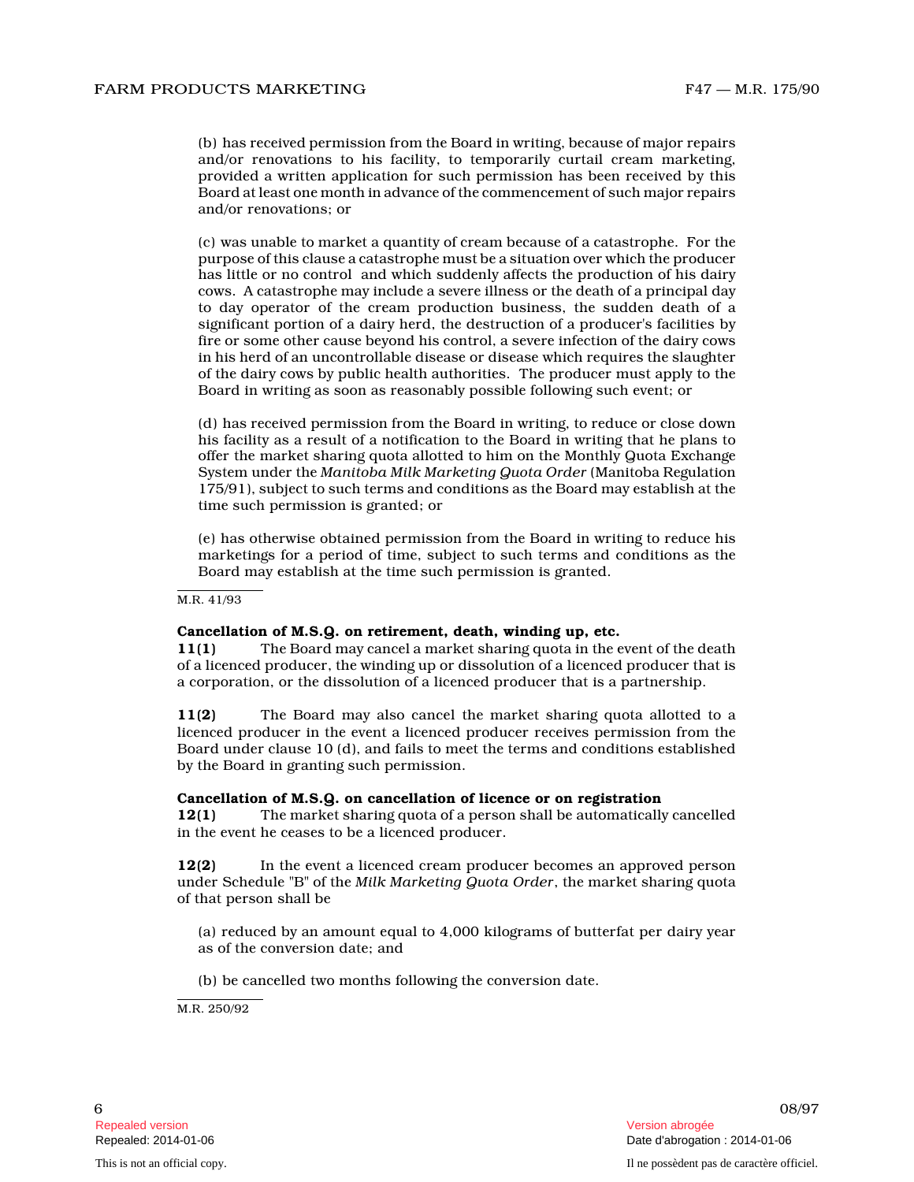(b) has received permission from the Board in writing, because of major repairs and/or renovations to his facility, to temporarily curtail cream marketing, provided a written application for such permission has been received by this Board at least one month in advance of the commencement of such major repairs and/or renovations; or

(c) was unable to market a quantity of cream because of a catastrophe. For the purpose of this clause a catastrophe must be a situation over which the producer has little or no control and which suddenly affects the production of his dairy cows. A catastrophe may include a severe illness or the death of a principal day to day operator of the cream production business, the sudden death of a significant portion of a dairy herd, the destruction of a producer's facilities by fire or some other cause beyond his control, a severe infection of the dairy cows in his herd of an uncontrollable disease or disease which requires the slaughter of the dairy cows by public health authorities. The producer must apply to the Board in writing as soon as reasonably possible following such event; or

(d) has received permission from the Board in writing, to reduce or close down his facility as a result of a notification to the Board in writing that he plans to offer the market sharing quota allotted to him on the Monthly Quota Exchange System under the *Manitoba Milk Marketing Quota Order* (Manitoba Regulation 175/91), subject to such terms and conditions as the Board may establish at the time such permission is granted; or

(e) has otherwise obtained permission from the Board in writing to reduce his marketings for a period of time, subject to such terms and conditions as the Board may establish at the time such permission is granted.

M.R. 41/93

**Cancellation of M.S.Q. on retirement, death, winding up, etc.**

**11(1)** The Board may cancel a market sharing quota in the event of the death of a licenced producer, the winding up or dissolution of a licenced producer that is a corporation, or the dissolution of a licenced producer that is a partnership.

**11(2)** The Board may also cancel the market sharing quota allotted to a licenced producer in the event a licenced producer receives permission from the Board under clause 10 (d), and fails to meet the terms and conditions established by the Board in granting such permission.

**Cancellation of M.S.Q. on cancellation of licence or on registration**

**12(1)** The market sharing quota of a person shall be automatically cancelled in the event he ceases to be a licenced producer.

**12(2)** In the event a licenced cream producer becomes an approved person under Schedule "B" of the *Milk Marketing Quota Order*, the market sharing quota of that person shall be

(a) reduced by an amount equal to 4,000 kilograms of butterfat per dairy year as of the conversion date; and

(b) be cancelled two months following the conversion date.

M.R. 250/92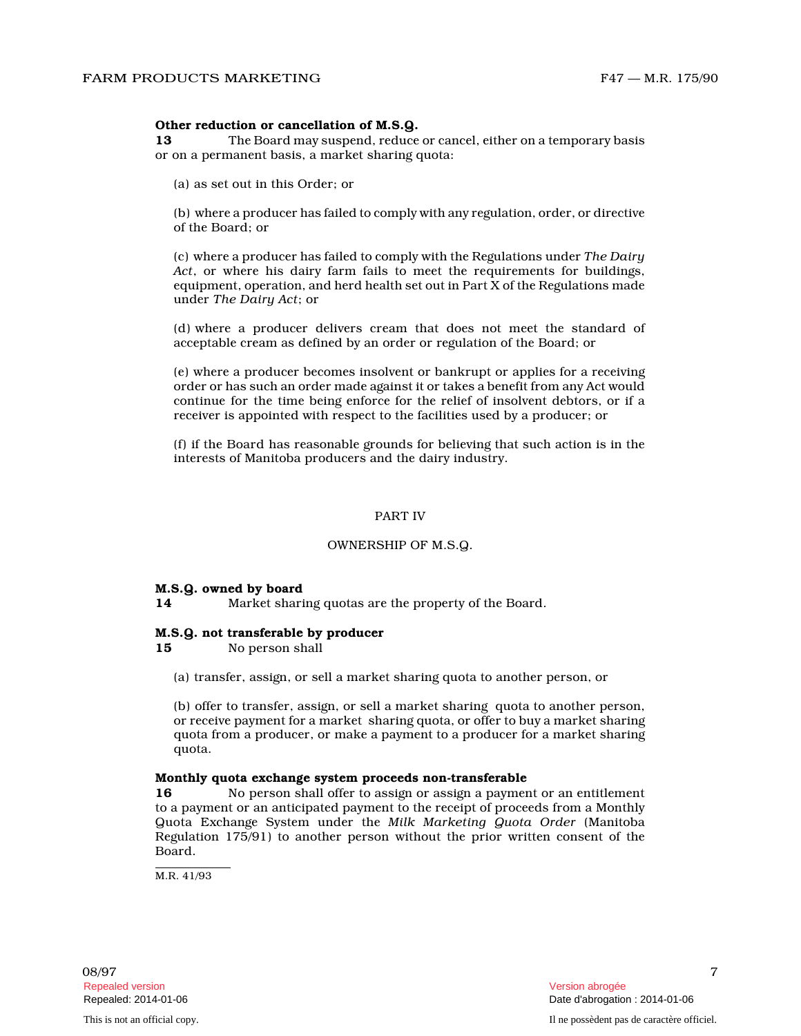**Other reduction or cancellation of M.S.Q.**

**13** The Board may suspend, reduce or cancel, either on a temporary basis or on a permanent basis, a market sharing quota:

(a) as set out in this Order; or

(b) where a producer has failed to comply with any regulation, order, or directive of the Board; or

(c) where a producer has failed to comply with the Regulations under *The Dairy Act*, or where his dairy farm fails to meet the requirements for buildings, equipment, operation, and herd health set out in Part X of the Regulations made under *The Dairy Act*; or

(d) where a producer delivers cream that does not meet the standard of acceptable cream as defined by an order or regulation of the Board; or

(e) where a producer becomes insolvent or bankrupt or applies for a receiving order or has such an order made against it or takes a benefit from any Act would continue for the time being enforce for the relief of insolvent debtors, or if a receiver is appointed with respect to the facilities used by a producer; or

(f) if the Board has reasonable grounds for believing that such action is in the interests of Manitoba producers and the dairy industry.

## PART IV

## OWNERSHIP OF M.S.Q.

**M.S.Q. owned by board**

**14** Market sharing quotas are the property of the Board.

**M.S.Q. not transferable by producer**

**15** No person shall

(a) transfer, assign, or sell a market sharing quota to another person, or

(b) offer to transfer, assign, or sell a market sharing quota to another person, or receive payment for a market sharing quota, or offer to buy a market sharing quota from a producer, or make a payment to a producer for a market sharing quota.

**Monthly quota exchange system proceeds non-transferable**

**16** No person shall offer to assign or assign a payment or an entitlement to a payment or an anticipated payment to the receipt of proceeds from a Monthly Quota Exchange System under the *Milk Marketing Quota Order* (Manitoba Regulation 175/91) to another person without the prior written consent of the Board.

M.R. 41/93

08/97

Repealed version — Version abrogée

Repealed: 2014-01-06 — Date d'abrogation : 2014-01-06

This is not an official copy. — Il ne possèdent pas de caractère officiel.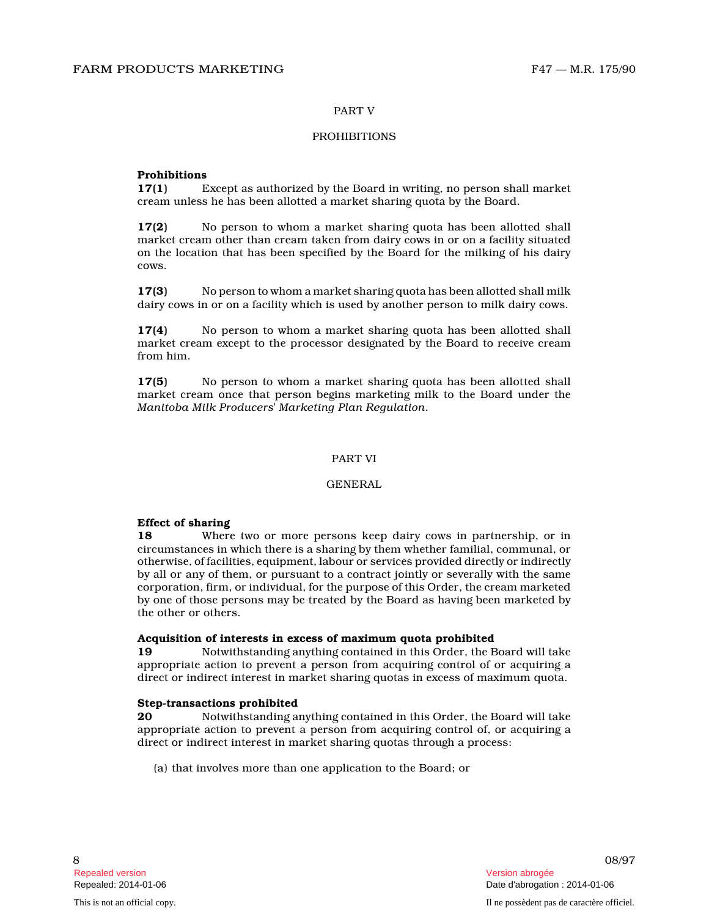## PART V

## PROHIBITIONS

**Prohibitions**

**17(1)** Except as authorized by the Board in writing, no person shall market cream unless he has been allotted a market sharing quota by the Board.

**17(2)** No person to whom a market sharing quota has been allotted shall market cream other than cream taken from dairy cows in or on a facility situated on the location that has been specified by the Board for the milking of his dairy cows.

**17(3)** No person to whom a market sharing quota has been allotted shall milk dairy cows in or on a facility which is used by another person to milk dairy cows.

**17(4)** No person to whom a market sharing quota has been allotted shall market cream except to the processor designated by the Board to receive cream from him.

**17(5)** No person to whom a market sharing quota has been allotted shall market cream once that person begins marketing milk to the Board under the *Manitoba Milk Producers' Marketing Plan Regulation*.

## PART VI

## GENERAL

**Effect of sharing**

**18** Where two or more persons keep dairy cows in partnership, or in circumstances in which there is a sharing by them whether familial, communal, or otherwise, of facilities, equipment, labour or services provided directly or indirectly by all or any of them, or pursuant to a contract jointly or severally with the same corporation, firm, or individual, for the purpose of this Order, the cream marketed by one of those persons may be treated by the Board as having been marketed by the other or others.

**Acquisition of interests in excess of maximum quota prohibited**

**19** Notwithstanding anything contained in this Order, the Board will take appropriate action to prevent a person from acquiring control of or acquiring a direct or indirect interest in market sharing quotas in excess of maximum quota.

**Step-transactions prohibited**

**20** Notwithstanding anything contained in this Order, the Board will take appropriate action to prevent a person from acquiring control of, or acquiring a direct or indirect interest in market sharing quotas through a process:

(a) that involves more than one application to the Board; or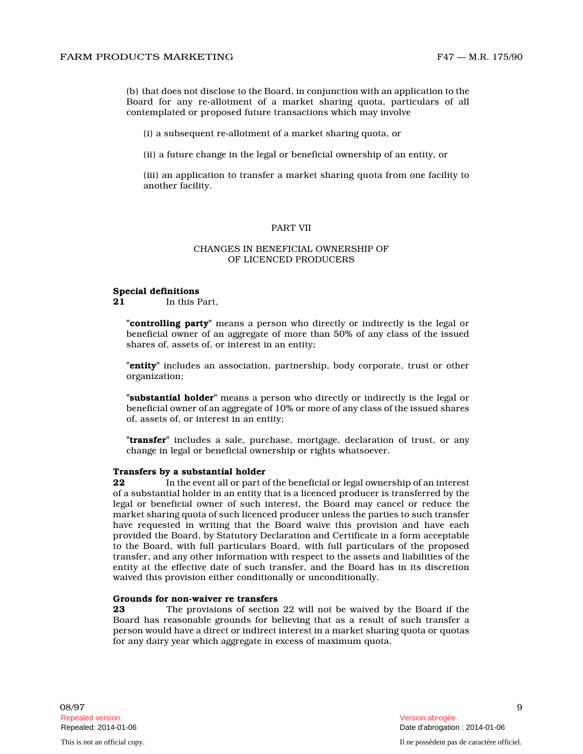(b) that does not disclose to the Board, in conjunction with an application to the Board for any re-allotment of a market sharing quota, particulars of all contemplated or proposed future transactions which may involve

(i) a subsequent re-allotment of a market sharing quota, or

(ii) a future change in the legal or beneficial ownership of an entity, or

(iii) an application to transfer a market sharing quota from one facility to another facility.

## PART VII

## CHANGES IN BENEFICIAL OWNERSHIP OF OF LICENCED PRODUCERS

**Special definitions**

**21** In this Part,

"**controlling party**" means a person who directly or indirectly is the legal or beneficial owner of an aggregate of more than 50% of any class of the issued shares of, assets of, or interest in an entity;

"**entity**" includes an association, partnership, body corporate, trust or other organization;

"**substantial holder**" means a person who directly or indirectly is the legal or beneficial owner of an aggregate of 10% or more of any class of the issued shares of, assets of, or interest in an entity;

"**transfer**" includes a sale, purchase, mortgage, declaration of trust, or any change in legal or beneficial ownership or rights whatsoever.

**Transfers by a substantial holder**

**22** In the event all or part of the beneficial or legal ownership of an interest of a substantial holder in an entity that is a licenced producer is transferred by the legal or beneficial owner of such interest, the Board may cancel or reduce the market sharing quota of such licenced producer unless the parties to such transfer have requested in writing that the Board waive this provision and have each provided the Board, by Statutory Declaration and Certificate in a form acceptable to the Board, with full particulars Board, with full particulars of the proposed transfer, and any other information with respect to the assets and liabilities of the entity at the effective date of such transfer, and the Board has in its discretion waived this provision either conditionally or unconditionally.

**Grounds for non-waiver re transfers**

**23** The provisions of section 22 will not be waived by the Board if the Board has reasonable grounds for believing that as a result of such transfer a person would have a direct or indirect interest in a market sharing quota or quotas for any dairy year which aggregate in excess of maximum quota.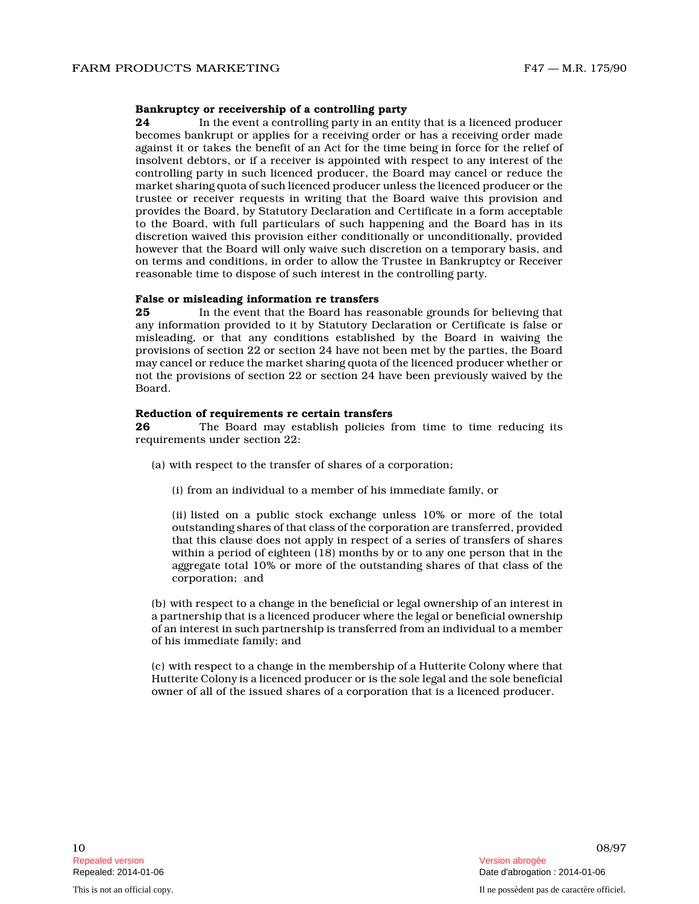**Bankruptcy or receivership of a controlling party**

**24** In the event a controlling party in an entity that is a licenced producer becomes bankrupt or applies for a receiving order or has a receiving order made against it or takes the benefit of an Act for the time being in force for the relief of insolvent debtors, or if a receiver is appointed with respect to any interest of the controlling party in such licenced producer, the Board may cancel or reduce the market sharing quota of such licenced producer unless the licenced producer or the trustee or receiver requests in writing that the Board waive this provision and provides the Board, by Statutory Declaration and Certificate in a form acceptable to the Board, with full particulars of such happening and the Board has in its discretion waived this provision either conditionally or unconditionally, provided however that the Board will only waive such discretion on a temporary basis, and on terms and conditions, in order to allow the Trustee in Bankruptcy or Receiver reasonable time to dispose of such interest in the controlling party.

**False or misleading information re transfers**

**25** In the event that the Board has reasonable grounds for believing that any information provided to it by Statutory Declaration or Certificate is false or misleading, or that any conditions established by the Board in waiving the provisions of section 22 or section 24 have not been met by the parties, the Board may cancel or reduce the market sharing quota of the licenced producer whether or not the provisions of section 22 or section 24 have been previously waived by the Board.

**Reduction of requirements re certain transfers**

**26** The Board may establish policies from time to time reducing its requirements under section 22:

(a) with respect to the transfer of shares of a corporation;

(i) from an individual to a member of his immediate family, or

(ii) listed on a public stock exchange unless 10% or more of the total outstanding shares of that class of the corporation are transferred, provided that this clause does not apply in respect of a series of transfers of shares within a period of eighteen (18) months by or to any one person that in the aggregate total 10% or more of the outstanding shares of that class of the corporation; and

(b) with respect to a change in the beneficial or legal ownership of an interest in a partnership that is a licenced producer where the legal or beneficial ownership of an interest in such partnership is transferred from an individual to a member of his immediate family; and

(c) with respect to a change in the membership of a Hutterite Colony where that Hutterite Colony is a licenced producer or is the sole legal and the sole beneficial owner of all of the issued shares of a corporation that is a licenced producer.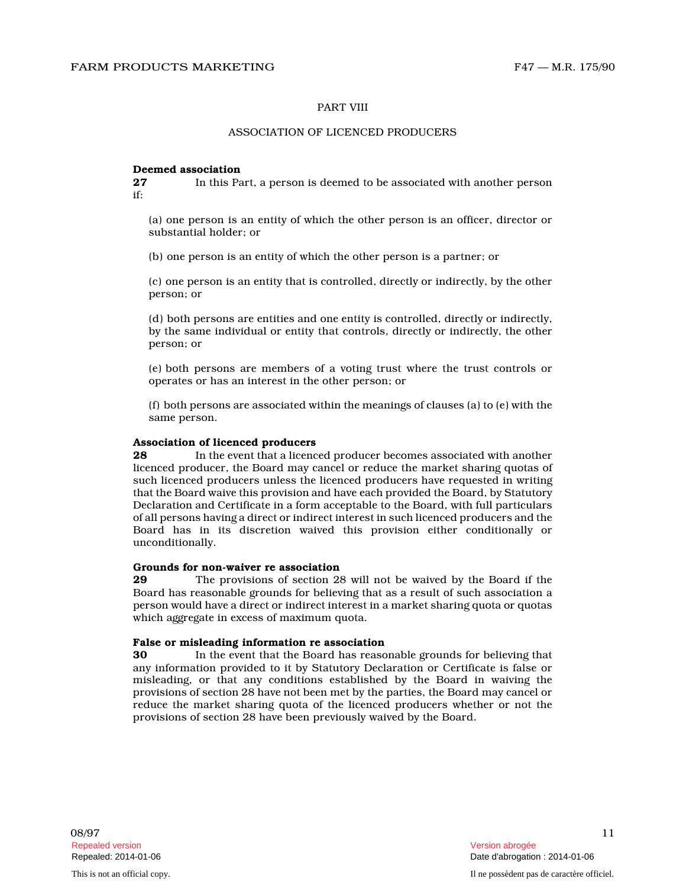## PART VIII

## ASSOCIATION OF LICENCED PRODUCERS

**Deemed association**

**27** In this Part, a person is deemed to be associated with another person if:

(a) one person is an entity of which the other person is an officer, director or substantial holder; or

(b) one person is an entity of which the other person is a partner; or

(c) one person is an entity that is controlled, directly or indirectly, by the other person; or

(d) both persons are entities and one entity is controlled, directly or indirectly, by the same individual or entity that controls, directly or indirectly, the other person; or

(e) both persons are members of a voting trust where the trust controls or operates or has an interest in the other person; or

(f) both persons are associated within the meanings of clauses (a) to (e) with the same person.

**Association of licenced producers**

**28** In the event that a licenced producer becomes associated with another licenced producer, the Board may cancel or reduce the market sharing quotas of such licenced producers unless the licenced producers have requested in writing that the Board waive this provision and have each provided the Board, by Statutory Declaration and Certificate in a form acceptable to the Board, with full particulars of all persons having a direct or indirect interest in such licenced producers and the Board has in its discretion waived this provision either conditionally or unconditionally.

**Grounds for non-waiver re association**

**29** The provisions of section 28 will not be waived by the Board if the Board has reasonable grounds for believing that as a result of such association a person would have a direct or indirect interest in a market sharing quota or quotas which aggregate in excess of maximum quota.

**False or misleading information re association**

**30** In the event that the Board has reasonable grounds for believing that any information provided to it by Statutory Declaration or Certificate is false or misleading, or that any conditions established by the Board in waiving the provisions of section 28 have not been met by the parties, the Board may cancel or reduce the market sharing quota of the licenced producers whether or not the provisions of section 28 have been previously waived by the Board.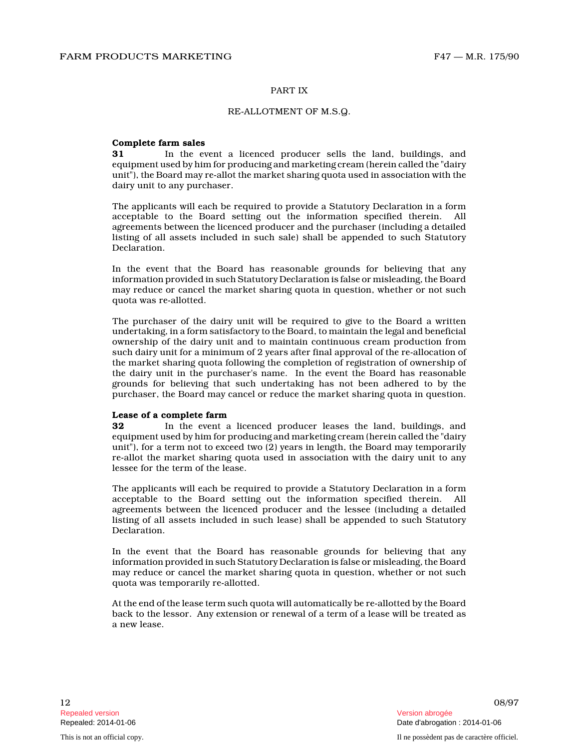PART IX

RE-ALLOTMENT OF M.S.Q.

**Complete farm sales**

**31** In the event a licenced producer sells the land, buildings, and equipment used by him for producing and marketing cream (herein called the "dairy unit"), the Board may re-allot the market sharing quota used in association with the dairy unit to any purchaser.

The applicants will each be required to provide a Statutory Declaration in a form acceptable to the Board setting out the information specified therein. All agreements between the licenced producer and the purchaser (including a detailed listing of all assets included in such sale) shall be appended to such Statutory Declaration.

In the event that the Board has reasonable grounds for believing that any information provided in such Statutory Declaration is false or misleading, the Board may reduce or cancel the market sharing quota in question, whether or not such quota was re-allotted.

The purchaser of the dairy unit will be required to give to the Board a written undertaking, in a form satisfactory to the Board, to maintain the legal and beneficial ownership of the dairy unit and to maintain continuous cream production from such dairy unit for a minimum of 2 years after final approval of the re-allocation of the market sharing quota following the completion of registration of ownership of the dairy unit in the purchaser's name. In the event the Board has reasonable grounds for believing that such undertaking has not been adhered to by the purchaser, the Board may cancel or reduce the market sharing quota in question.

**Lease of a complete farm**

**32** In the event a licenced producer leases the land, buildings, and equipment used by him for producing and marketing cream (herein called the "dairy unit"), for a term not to exceed two (2) years in length, the Board may temporarily re-allot the market sharing quota used in association with the dairy unit to any lessee for the term of the lease.

The applicants will each be required to provide a Statutory Declaration in a form acceptable to the Board setting out the information specified therein. All agreements between the licenced producer and the lessee (including a detailed listing of all assets included in such lease) shall be appended to such Statutory Declaration.

In the event that the Board has reasonable grounds for believing that any information provided in such Statutory Declaration is false or misleading, the Board may reduce or cancel the market sharing quota in question, whether or not such quota was temporarily re-allotted.

At the end of the lease term such quota will automatically be re-allotted by the Board back to the lessor. Any extension or renewal of a term of a lease will be treated as a new lease.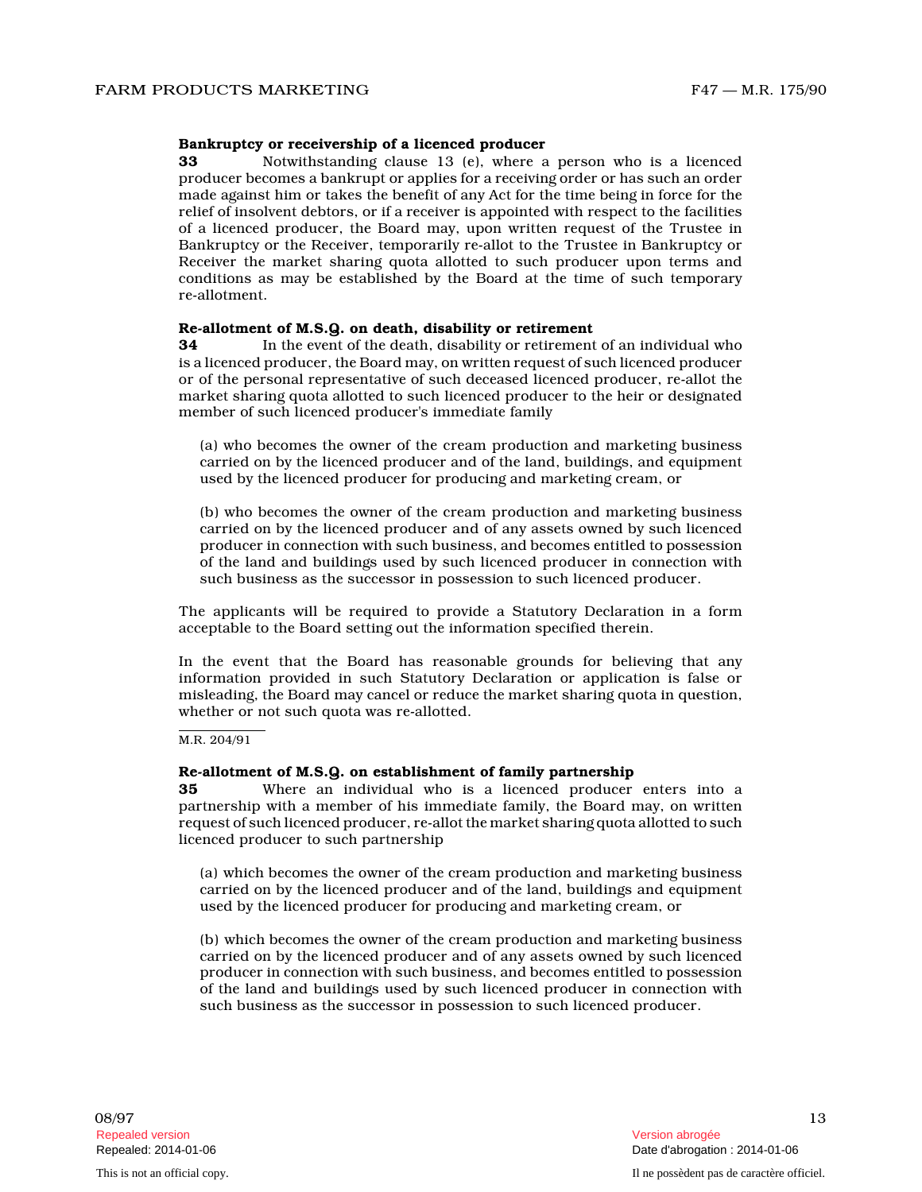**Bankruptcy or receivership of a licenced producer**

**33** Notwithstanding clause 13 (e), where a person who is a licenced producer becomes a bankrupt or applies for a receiving order or has such an order made against him or takes the benefit of any Act for the time being in force for the relief of insolvent debtors, or if a receiver is appointed with respect to the facilities of a licenced producer, the Board may, upon written request of the Trustee in Bankruptcy or the Receiver, temporarily re-allot to the Trustee in Bankruptcy or Receiver the market sharing quota allotted to such producer upon terms and conditions as may be established by the Board at the time of such temporary re-allotment.

**Re-allotment of M.S.Q. on death, disability or retirement**

**34** In the event of the death, disability or retirement of an individual who is a licenced producer, the Board may, on written request of such licenced producer or of the personal representative of such deceased licenced producer, re-allot the market sharing quota allotted to such licenced producer to the heir or designated member of such licenced producer's immediate family

(a) who becomes the owner of the cream production and marketing business carried on by the licenced producer and of the land, buildings, and equipment used by the licenced producer for producing and marketing cream, or

(b) who becomes the owner of the cream production and marketing business carried on by the licenced producer and of any assets owned by such licenced producer in connection with such business, and becomes entitled to possession of the land and buildings used by such licenced producer in connection with such business as the successor in possession to such licenced producer.

The applicants will be required to provide a Statutory Declaration in a form acceptable to the Board setting out the information specified therein.

In the event that the Board has reasonable grounds for believing that any information provided in such Statutory Declaration or application is false or misleading, the Board may cancel or reduce the market sharing quota in question, whether or not such quota was re-allotted.

M.R. 204/91

**Re-allotment of M.S.Q. on establishment of family partnership**

**35** Where an individual who is a licenced producer enters into a partnership with a member of his immediate family, the Board may, on written request of such licenced producer, re-allot the market sharing quota allotted to such licenced producer to such partnership

(a) which becomes the owner of the cream production and marketing business carried on by the licenced producer and of the land, buildings and equipment used by the licenced producer for producing and marketing cream, or

(b) which becomes the owner of the cream production and marketing business carried on by the licenced producer and of any assets owned by such licenced producer in connection with such business, and becomes entitled to possession of the land and buildings used by such licenced producer in connection with such business as the successor in possession to such licenced producer.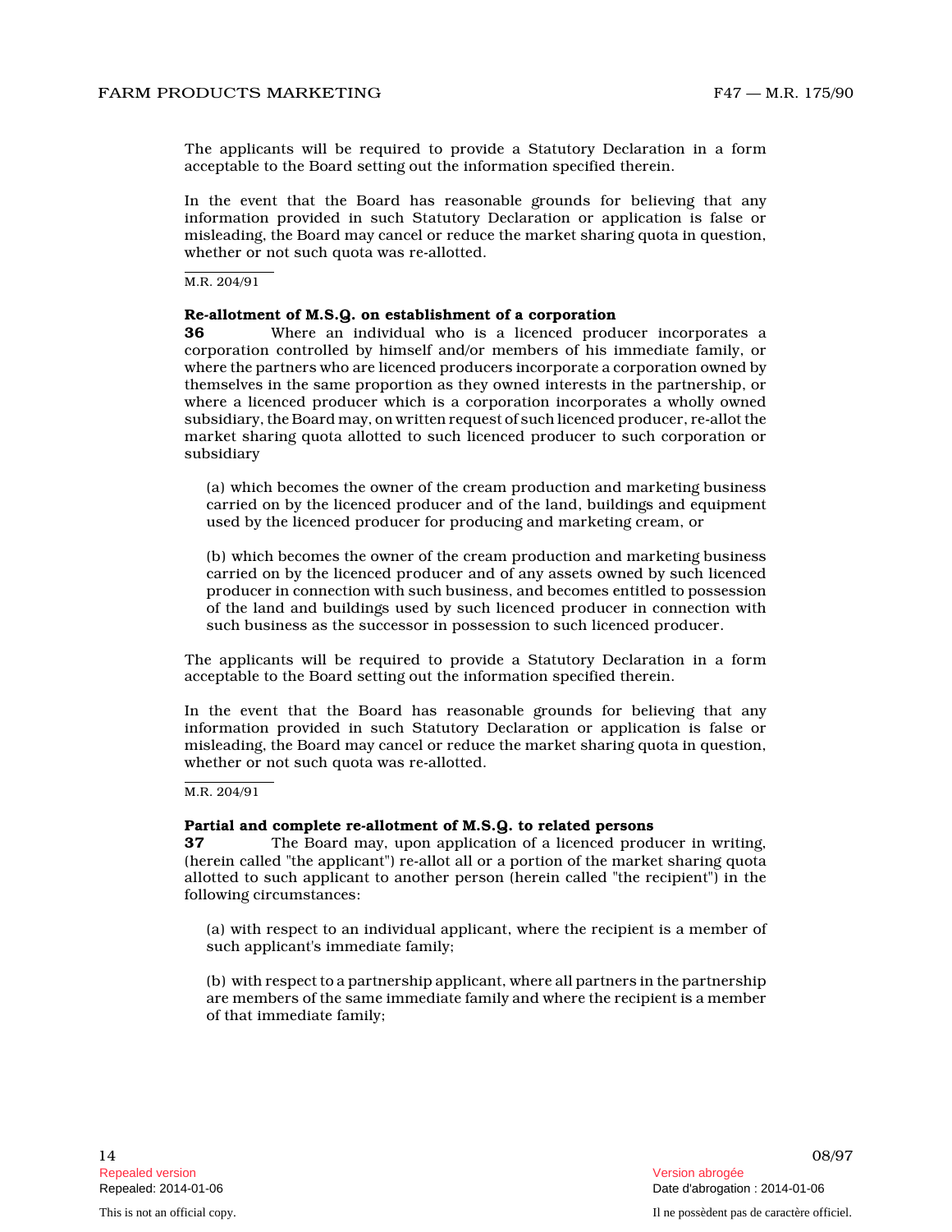The applicants will be required to provide a Statutory Declaration in a form acceptable to the Board setting out the information specified therein.

In the event that the Board has reasonable grounds for believing that any information provided in such Statutory Declaration or application is false or misleading, the Board may cancel or reduce the market sharing quota in question, whether or not such quota was re-allotted.

M.R. 204/91

**Re-allotment of M.S.Q. on establishment of a corporation**

**36** Where an individual who is a licenced producer incorporates a corporation controlled by himself and/or members of his immediate family, or where the partners who are licenced producers incorporate a corporation owned by themselves in the same proportion as they owned interests in the partnership, or where a licenced producer which is a corporation incorporates a wholly owned subsidiary, the Board may, on written request of such licenced producer, re-allot the market sharing quota allotted to such licenced producer to such corporation or subsidiary

(a) which becomes the owner of the cream production and marketing business carried on by the licenced producer and of the land, buildings and equipment used by the licenced producer for producing and marketing cream, or

(b) which becomes the owner of the cream production and marketing business carried on by the licenced producer and of any assets owned by such licenced producer in connection with such business, and becomes entitled to possession of the land and buildings used by such licenced producer in connection with such business as the successor in possession to such licenced producer.

The applicants will be required to provide a Statutory Declaration in a form acceptable to the Board setting out the information specified therein.

In the event that the Board has reasonable grounds for believing that any information provided in such Statutory Declaration or application is false or misleading, the Board may cancel or reduce the market sharing quota in question, whether or not such quota was re-allotted.

M.R. 204/91

**Partial and complete re-allotment of M.S.Q. to related persons**

**37** The Board may, upon application of a licenced producer in writing, (herein called "the applicant") re-allot all or a portion of the market sharing quota allotted to such applicant to another person (herein called "the recipient") in the following circumstances:

(a) with respect to an individual applicant, where the recipient is a member of such applicant's immediate family;

(b) with respect to a partnership applicant, where all partners in the partnership are members of the same immediate family and where the recipient is a member of that immediate family;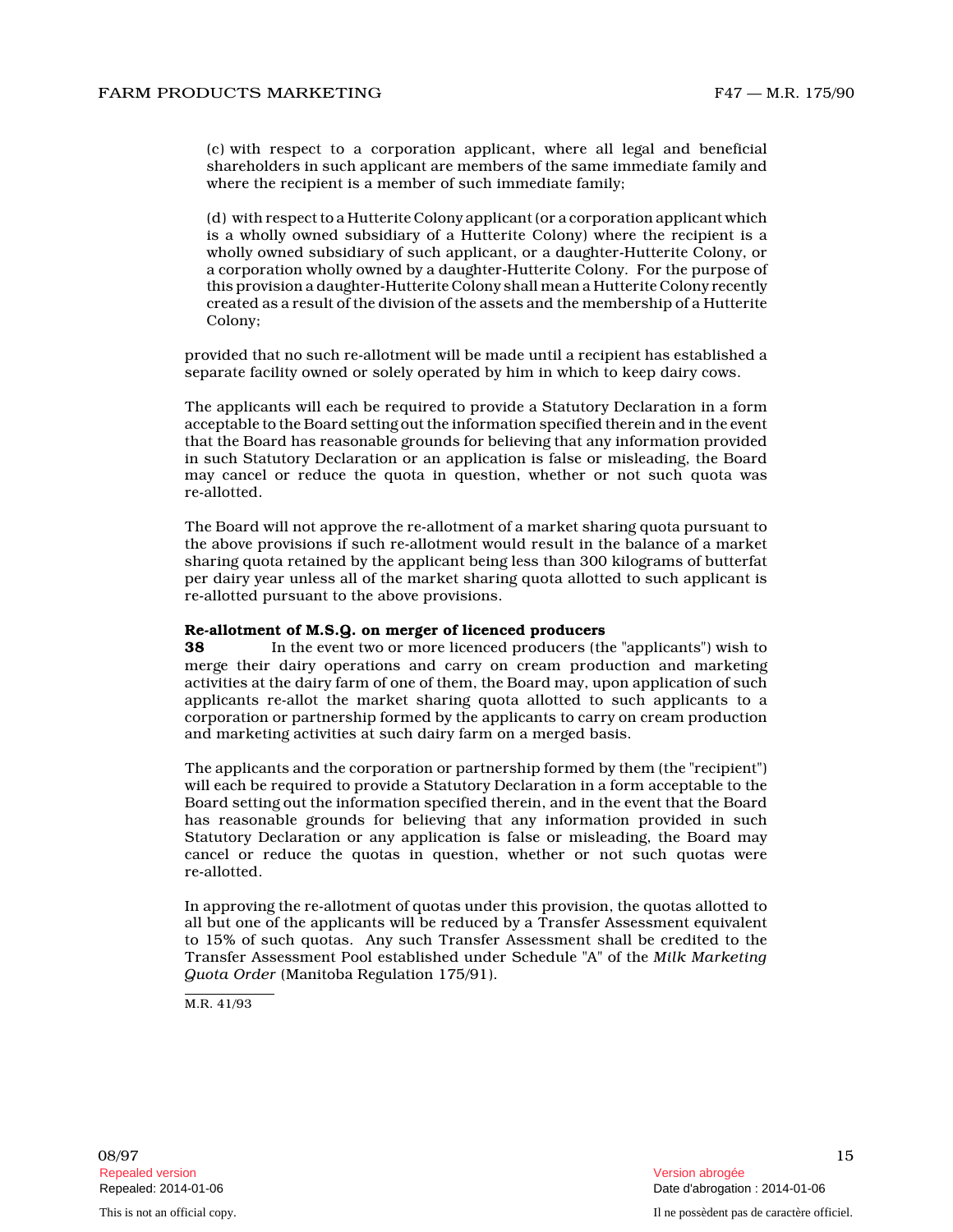(c) with respect to a corporation applicant, where all legal and beneficial shareholders in such applicant are members of the same immediate family and where the recipient is a member of such immediate family;

(d) with respect to a Hutterite Colony applicant (or a corporation applicant which is a wholly owned subsidiary of a Hutterite Colony) where the recipient is a wholly owned subsidiary of such applicant, or a daughter-Hutterite Colony, or a corporation wholly owned by a daughter-Hutterite Colony. For the purpose of this provision a daughter-Hutterite Colony shall mean a Hutterite Colony recently created as a result of the division of the assets and the membership of a Hutterite Colony;

provided that no such re-allotment will be made until a recipient has established a separate facility owned or solely operated by him in which to keep dairy cows.

The applicants will each be required to provide a Statutory Declaration in a form acceptable to the Board setting out the information specified therein and in the event that the Board has reasonable grounds for believing that any information provided in such Statutory Declaration or an application is false or misleading, the Board may cancel or reduce the quota in question, whether or not such quota was re-allotted.

The Board will not approve the re-allotment of a market sharing quota pursuant to the above provisions if such re-allotment would result in the balance of a market sharing quota retained by the applicant being less than 300 kilograms of butterfat per dairy year unless all of the market sharing quota allotted to such applicant is re-allotted pursuant to the above provisions.

**Re-allotment of M.S.Q. on merger of licenced producers**

**38** In the event two or more licenced producers (the "applicants") wish to merge their dairy operations and carry on cream production and marketing activities at the dairy farm of one of them, the Board may, upon application of such applicants re-allot the market sharing quota allotted to such applicants to a corporation or partnership formed by the applicants to carry on cream production and marketing activities at such dairy farm on a merged basis.

The applicants and the corporation or partnership formed by them (the "recipient") will each be required to provide a Statutory Declaration in a form acceptable to the Board setting out the information specified therein, and in the event that the Board has reasonable grounds for believing that any information provided in such Statutory Declaration or any application is false or misleading, the Board may cancel or reduce the quotas in question, whether or not such quotas were re-allotted.

In approving the re-allotment of quotas under this provision, the quotas allotted to all but one of the applicants will be reduced by a Transfer Assessment equivalent to 15% of such quotas. Any such Transfer Assessment shall be credited to the Transfer Assessment Pool established under Schedule "A" of the *Milk Marketing Quota Order* (Manitoba Regulation 175/91).

M.R. 41/93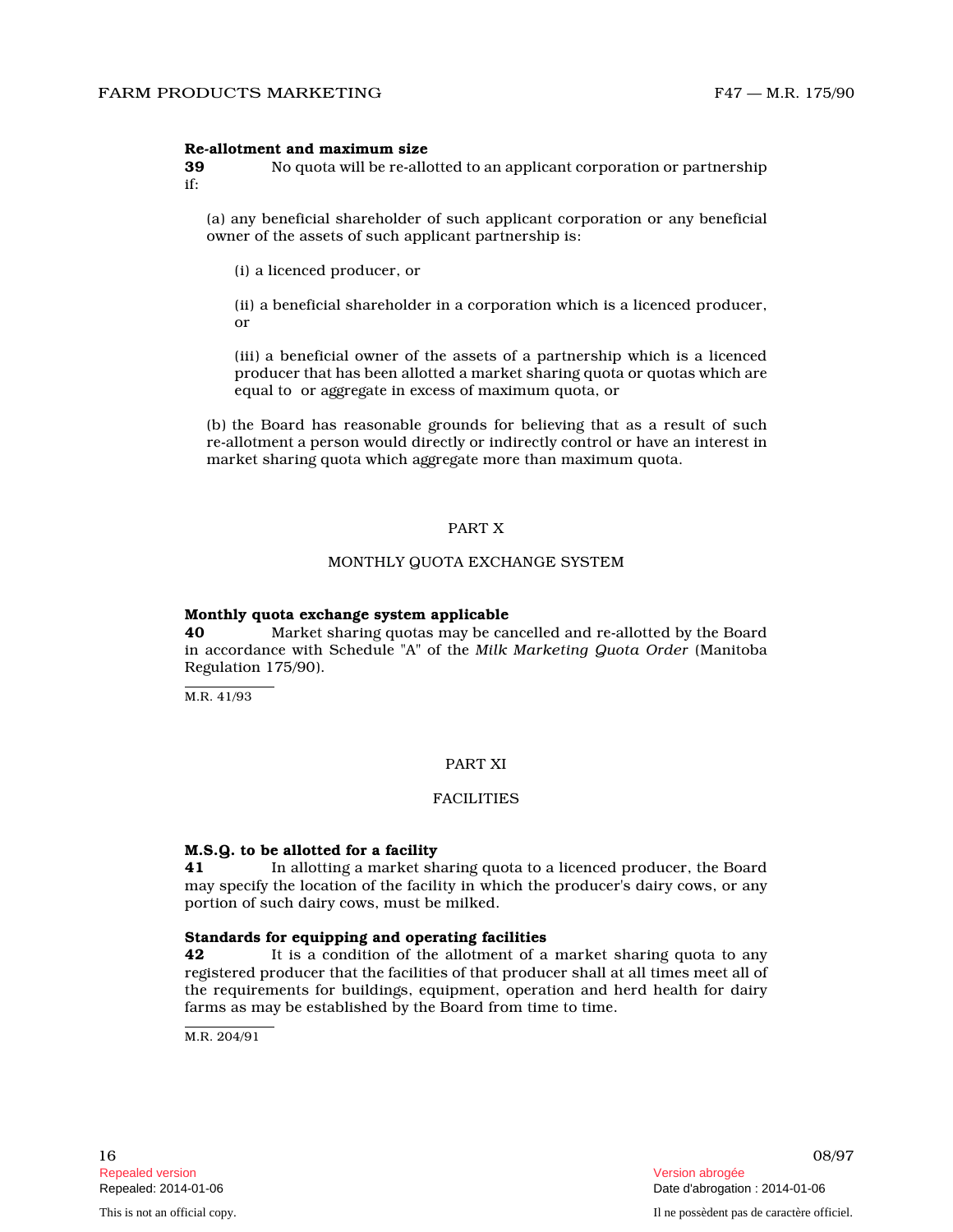**Re-allotment and maximum size**

**39** No quota will be re-allotted to an applicant corporation or partnership if:

(a) any beneficial shareholder of such applicant corporation or any beneficial owner of the assets of such applicant partnership is:

(i) a licenced producer, or

(ii) a beneficial shareholder in a corporation which is a licenced producer, or

(iii) a beneficial owner of the assets of a partnership which is a licenced producer that has been allotted a market sharing quota or quotas which are equal to or aggregate in excess of maximum quota, or

(b) the Board has reasonable grounds for believing that as a result of such re-allotment a person would directly or indirectly control or have an interest in market sharing quota which aggregate more than maximum quota.

## PART X

## MONTHLY QUOTA EXCHANGE SYSTEM

**Monthly quota exchange system applicable**

**40** Market sharing quotas may be cancelled and re-allotted by the Board in accordance with Schedule "A" of the *Milk Marketing Quota Order* (Manitoba Regulation 175/90).

M.R. 41/93

## PART XI

## FACILITIES

**M.S.Q. to be allotted for a facility**

**41** In allotting a market sharing quota to a licenced producer, the Board may specify the location of the facility in which the producer's dairy cows, or any portion of such dairy cows, must be milked.

**Standards for equipping and operating facilities**

**42** It is a condition of the allotment of a market sharing quota to any registered producer that the facilities of that producer shall at all times meet all of the requirements for buildings, equipment, operation and herd health for dairy farms as may be established by the Board from time to time.

M.R. 204/91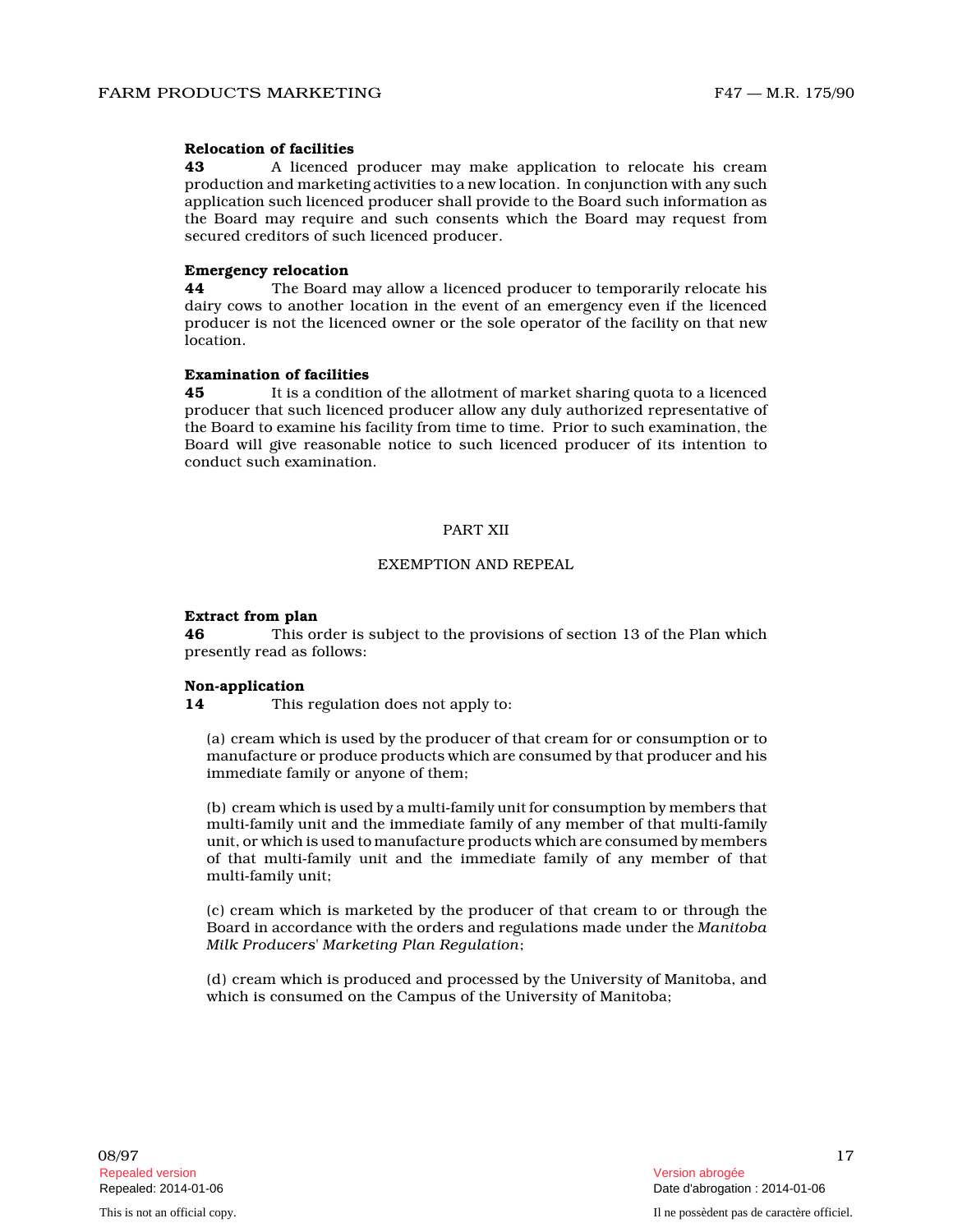**Relocation of facilities**

**43** A licenced producer may make application to relocate his cream production and marketing activities to a new location. In conjunction with any such application such licenced producer shall provide to the Board such information as the Board may require and such consents which the Board may request from secured creditors of such licenced producer.

**Emergency relocation**

**44** The Board may allow a licenced producer to temporarily relocate his dairy cows to another location in the event of an emergency even if the licenced producer is not the licenced owner or the sole operator of the facility on that new location.

**Examination of facilities**

**45** It is a condition of the allotment of market sharing quota to a licenced producer that such licenced producer allow any duly authorized representative of the Board to examine his facility from time to time. Prior to such examination, the Board will give reasonable notice to such licenced producer of its intention to conduct such examination.

## PART XII

## EXEMPTION AND REPEAL

**Extract from plan**

**46** This order is subject to the provisions of section 13 of the Plan which presently read as follows:

**Non-application**

**14** This regulation does not apply to:

(a) cream which is used by the producer of that cream for or consumption or to manufacture or produce products which are consumed by that producer and his immediate family or anyone of them;

(b) cream which is used by a multi-family unit for consumption by members that multi-family unit and the immediate family of any member of that multi-family unit, or which is used to manufacture products which are consumed by members of that multi-family unit and the immediate family of any member of that multi-family unit;

(c) cream which is marketed by the producer of that cream to or through the Board in accordance with the orders and regulations made under the *Manitoba Milk Producers' Marketing Plan Regulation*;

(d) cream which is produced and processed by the University of Manitoba, and which is consumed on the Campus of the University of Manitoba;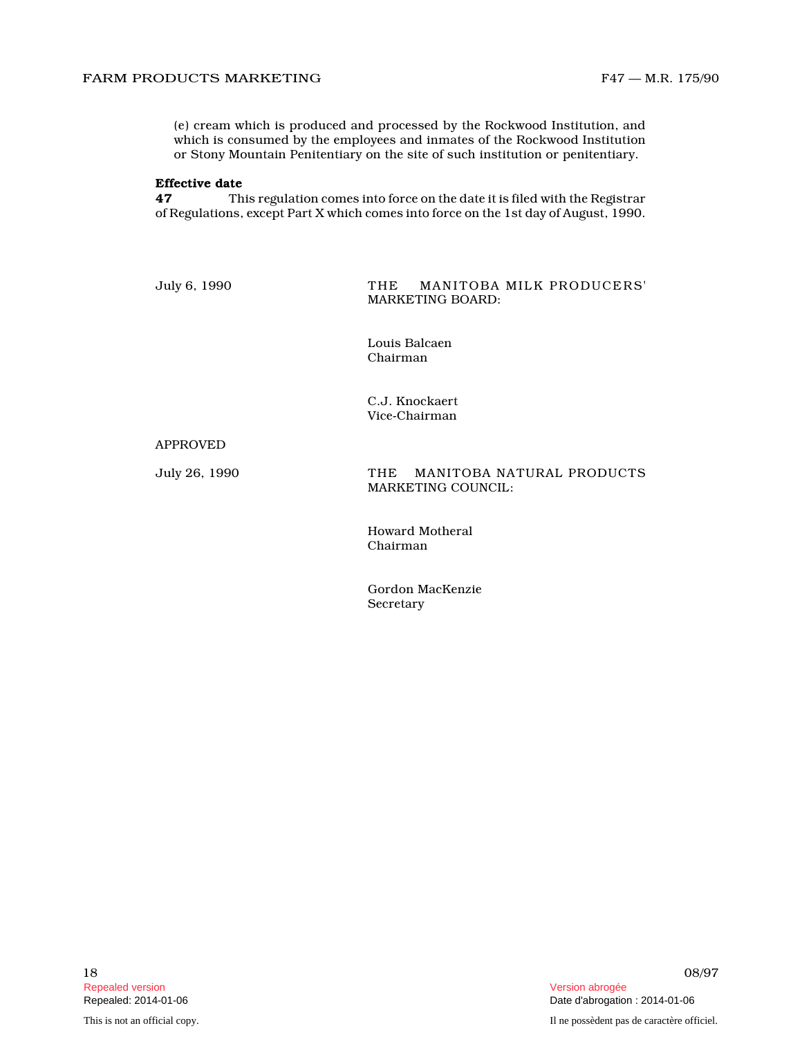(e) cream which is produced and processed by the Rockwood Institution, and which is consumed by the employees and inmates of the Rockwood Institution or Stony Mountain Penitentiary on the site of such institution or penitentiary.

**Effective date**

**47** This regulation comes into force on the date it is filed with the Registrar of Regulations, except Part X which comes into force on the 1st day of August, 1990.

July 6, 1990

THE MANITOBA MILK PRODUCERS' MARKETING BOARD:

Louis Balcaen
Chairman

C.J. Knockaert
Vice-Chairman

APPROVED

July 26, 1990

THE MANITOBA NATURAL PRODUCTS MARKETING COUNCIL:

Howard Motheral
Chairman

Gordon MacKenzie
Secretary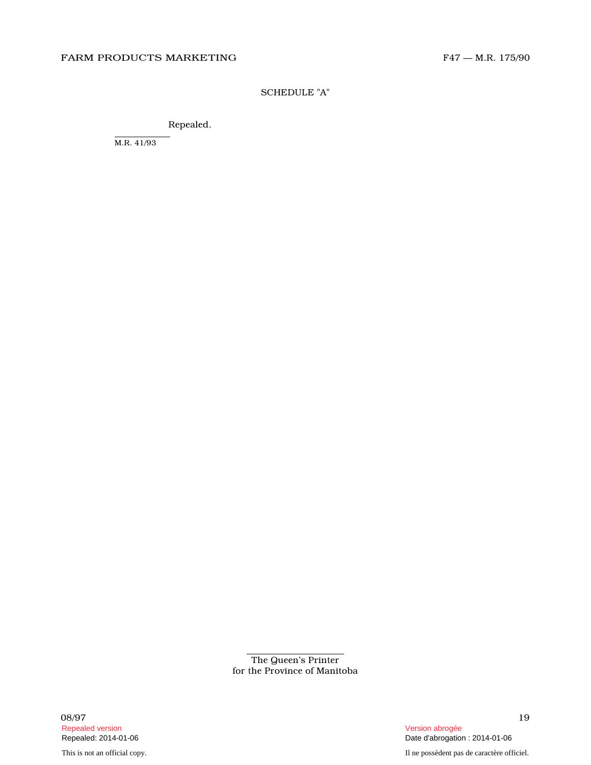SCHEDULE "A"

Repealed.

M.R. 41/93

The Queen's Printer
for the Province of Manitoba

08/97

Repealed version
Repealed: 2014-01-06

Version abrogée
Date d'abrogation : 2014-01-06

This is not an official copy.

Il ne possèdent pas de caractère officiel.